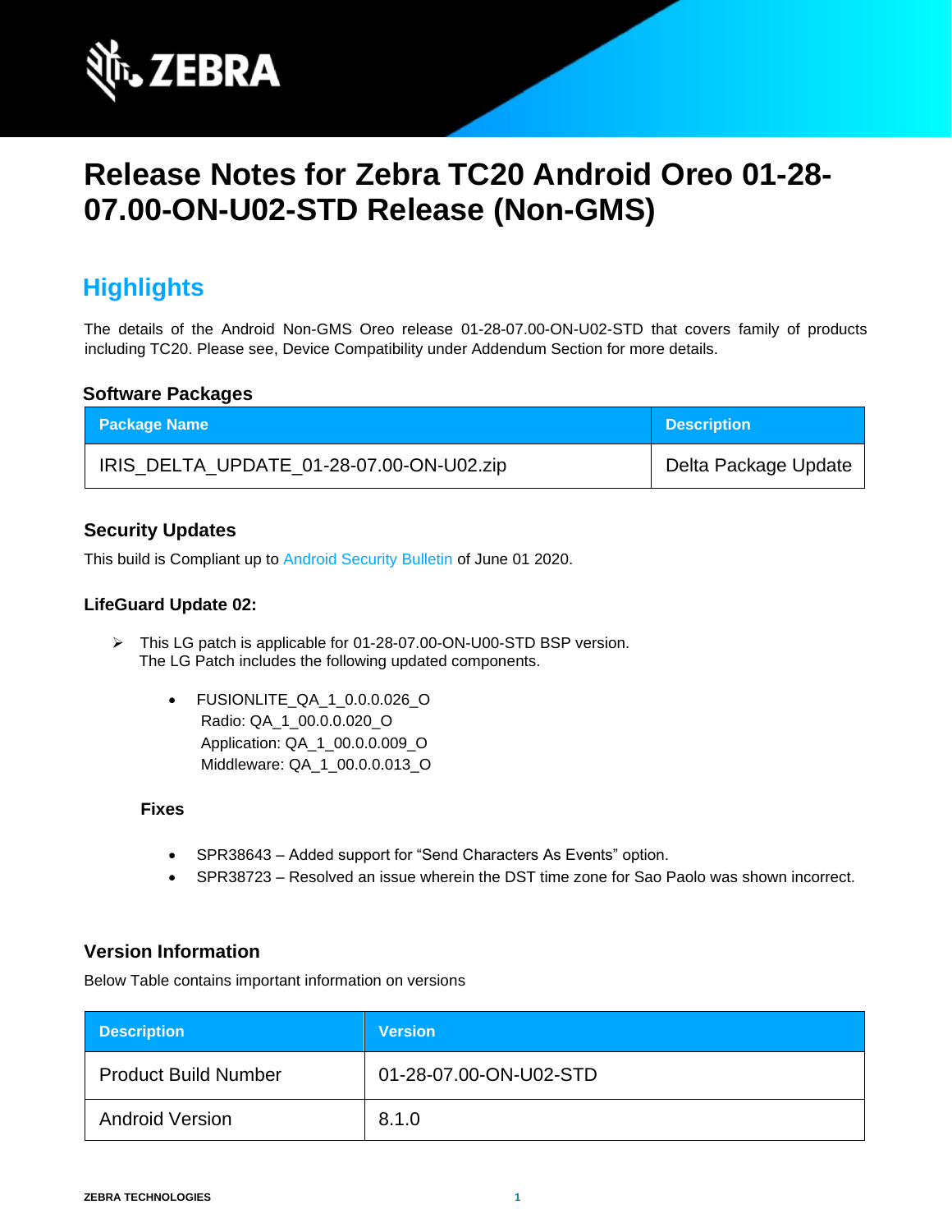# Release Notes for Zebra TC20 Android Oreo 01-28-07.00-ON-U02-STD Release (Non-GMS)

## Highlights

The details of the Android Non-GMS Oreo release 01-28-07.00-ON-U02-STD that covers family of products including TC20. Please see, Device Compatibility under Addendum Section for more details.

### Software Packages

| Package Name | Description |
| --- | --- |
| IRIS_DELTA_UPDATE_01-28-07.00-ON-U02.zip | Delta Package Update |

### Security Updates

This build is Compliant up to Android Security Bulletin of June 01 2020.

### LifeGuard Update 02:

- This LG patch is applicable for 01-28-07.00-ON-U00-STD BSP version.
  The LG Patch includes the following updated components.

  - FUSIONLITE_QA_1_0.0.0.026_O
    Radio: QA_1_00.0.0.020_O
    Application: QA_1_00.0.0.009_O
    Middleware: QA_1_00.0.0.013_O

**Fixes**

- SPR38643 – Added support for “Send Characters As Events” option.
- SPR38723 – Resolved an issue wherein the DST time zone for Sao Paolo was shown incorrect.

### Version Information

Below Table contains important information on versions

| Description | Version |
| --- | --- |
| Product Build Number | 01-28-07.00-ON-U02-STD |
| Android Version | 8.1.0 |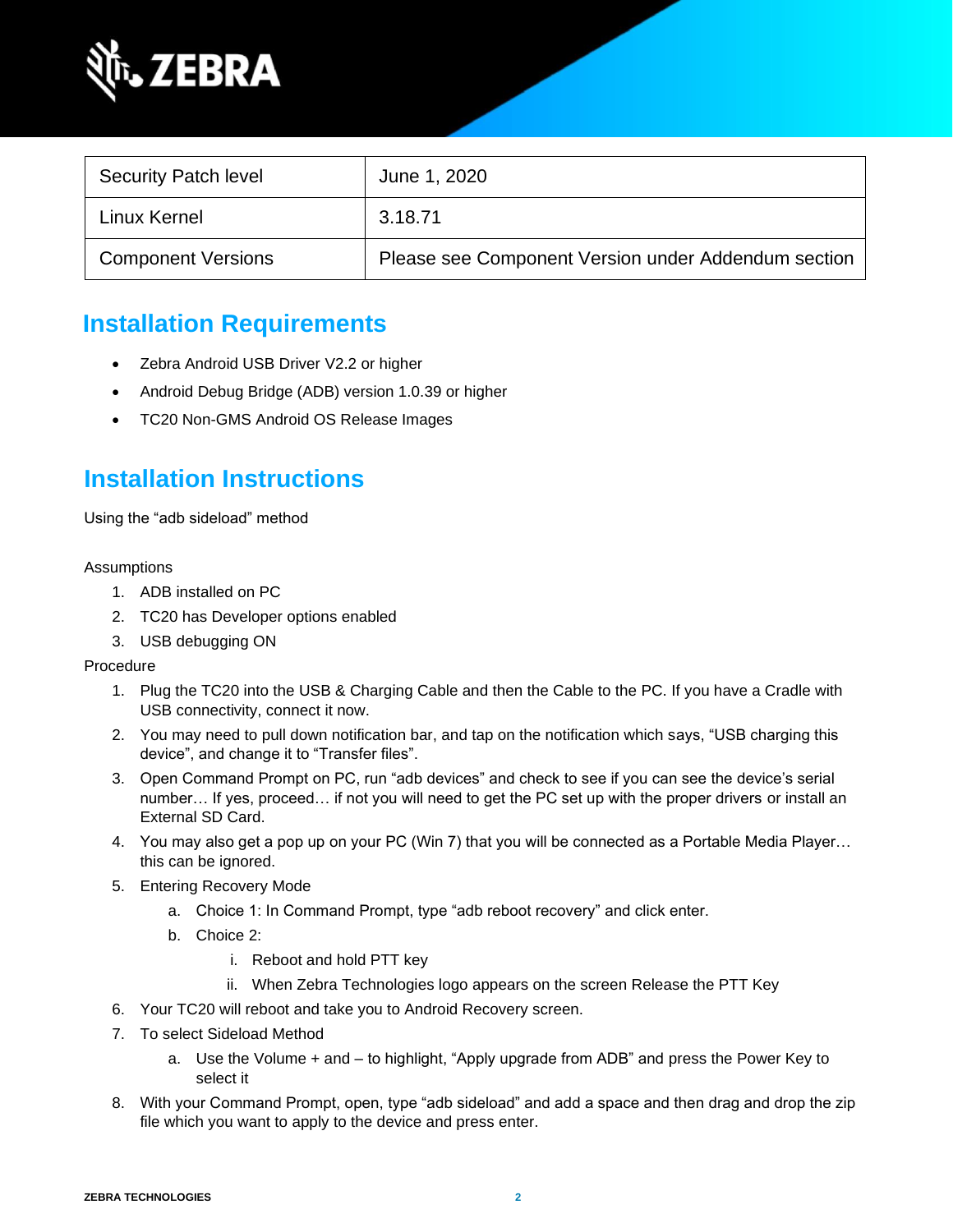| Security Patch level | June 1, 2020 |
| --- | --- |
| Linux Kernel | 3.18.71 |
| Component Versions | Please see Component Version under Addendum section |

## Installation Requirements

- Zebra Android USB Driver V2.2 or higher
- Android Debug Bridge (ADB) version 1.0.39 or higher
- TC20 Non-GMS Android OS Release Images

## Installation Instructions

Using the “adb sideload” method

Assumptions

1. ADB installed on PC
2. TC20 has Developer options enabled
3. USB debugging ON

Procedure

1. Plug the TC20 into the USB & Charging Cable and then the Cable to the PC. If you have a Cradle with USB connectivity, connect it now.
2. You may need to pull down notification bar, and tap on the notification which says, “USB charging this device”, and change it to “Transfer files”.
3. Open Command Prompt on PC, run “adb devices” and check to see if you can see the device’s serial number… If yes, proceed… if not you will need to get the PC set up with the proper drivers or install an External SD Card.
4. You may also get a pop up on your PC (Win 7) that you will be connected as a Portable Media Player… this can be ignored.
5. Entering Recovery Mode
    a. Choice 1: In Command Prompt, type “adb reboot recovery” and click enter.
    b. Choice 2:
        i. Reboot and hold PTT key
        ii. When Zebra Technologies logo appears on the screen Release the PTT Key
6. Your TC20 will reboot and take you to Android Recovery screen.
7. To select Sideload Method
    a. Use the Volume + and – to highlight, “Apply upgrade from ADB” and press the Power Key to select it
8. With your Command Prompt, open, type “adb sideload” and add a space and then drag and drop the zip file which you want to apply to the device and press enter.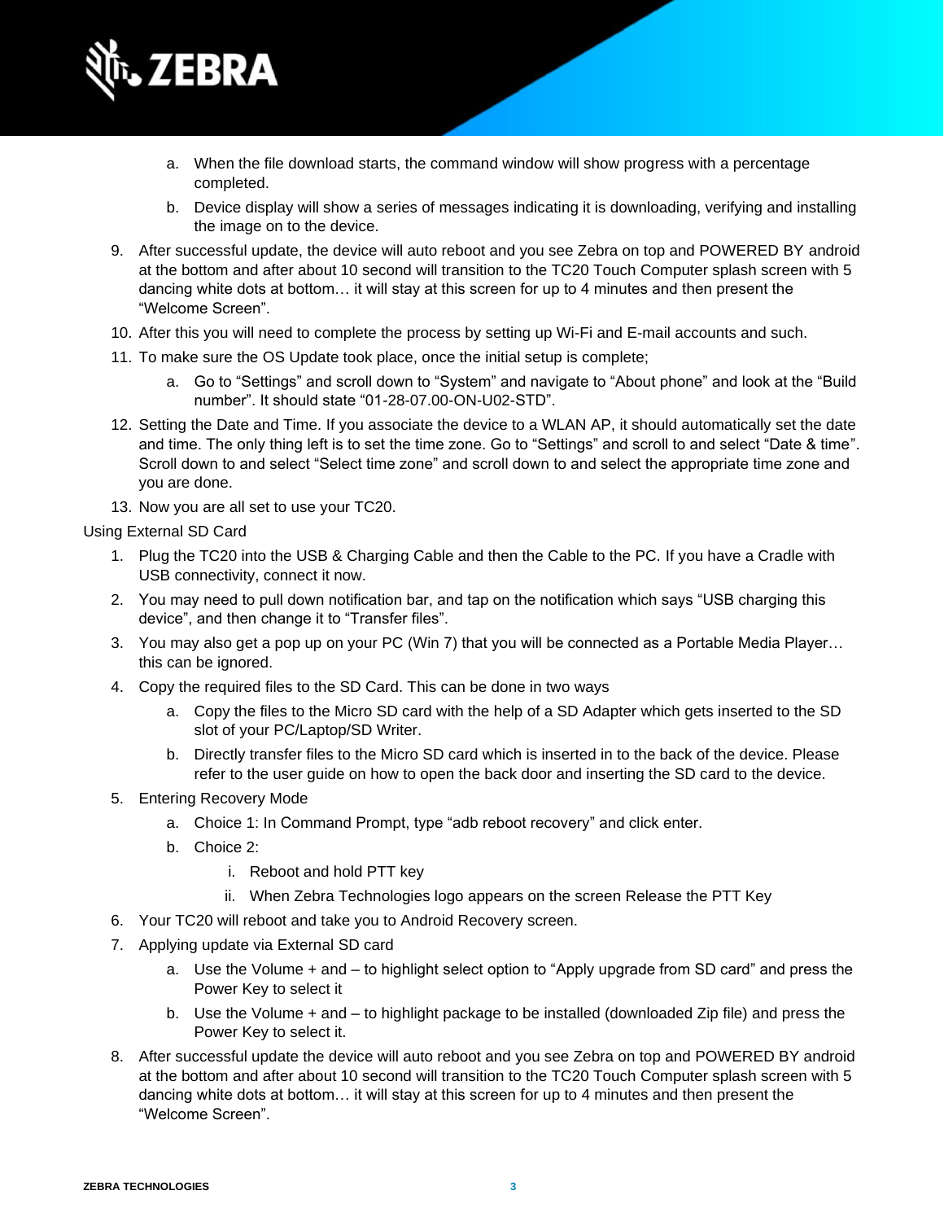a. When the file download starts, the command window will show progress with a percentage completed.
   b. Device display will show a series of messages indicating it is downloading, verifying and installing the image on to the device.

9. After successful update, the device will auto reboot and you see Zebra on top and POWERED BY android at the bottom and after about 10 second will transition to the TC20 Touch Computer splash screen with 5 dancing white dots at bottom… it will stay at this screen for up to 4 minutes and then present the “Welcome Screen”.
10. After this you will need to complete the process by setting up Wi-Fi and E-mail accounts and such.
11. To make sure the OS Update took place, once the initial setup is complete;
    a. Go to “Settings” and scroll down to “System” and navigate to “About phone” and look at the “Build number”. It should state “01-28-07.00-ON-U02-STD”.
12. Setting the Date and Time. If you associate the device to a WLAN AP, it should automatically set the date and time. The only thing left is to set the time zone. Go to “Settings” and scroll to and select “Date & time”. Scroll down to and select “Select time zone” and scroll down to and select the appropriate time zone and you are done.
13. Now you are all set to use your TC20.

Using External SD Card

1. Plug the TC20 into the USB & Charging Cable and then the Cable to the PC. If you have a Cradle with USB connectivity, connect it now.
2. You may need to pull down notification bar, and tap on the notification which says “USB charging this device”, and then change it to “Transfer files”.
3. You may also get a pop up on your PC (Win 7) that you will be connected as a Portable Media Player… this can be ignored.
4. Copy the required files to the SD Card. This can be done in two ways
   a. Copy the files to the Micro SD card with the help of a SD Adapter which gets inserted to the SD slot of your PC/Laptop/SD Writer.
   b. Directly transfer files to the Micro SD card which is inserted in to the back of the device. Please refer to the user guide on how to open the back door and inserting the SD card to the device.
5. Entering Recovery Mode
   a. Choice 1: In Command Prompt, type “adb reboot recovery” and click enter.
   b. Choice 2:
      i. Reboot and hold PTT key
      ii. When Zebra Technologies logo appears on the screen Release the PTT Key
6. Your TC20 will reboot and take you to Android Recovery screen.
7. Applying update via External SD card
   a. Use the Volume + and – to highlight select option to “Apply upgrade from SD card” and press the Power Key to select it
   b. Use the Volume + and – to highlight package to be installed (downloaded Zip file) and press the Power Key to select it.
8. After successful update the device will auto reboot and you see Zebra on top and POWERED BY android at the bottom and after about 10 second will transition to the TC20 Touch Computer splash screen with 5 dancing white dots at bottom… it will stay at this screen for up to 4 minutes and then present the “Welcome Screen”.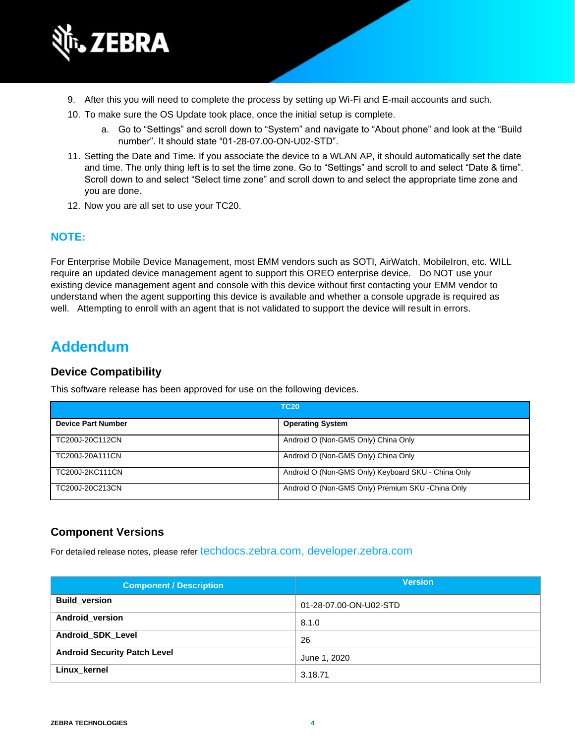9. After this you will need to complete the process by setting up Wi-Fi and E-mail accounts and such.
10. To make sure the OS Update took place, once the initial setup is complete.
    a. Go to “Settings” and scroll down to “System” and navigate to “About phone” and look at the “Build number”. It should state “01-28-07.00-ON-U02-STD”.
11. Setting the Date and Time. If you associate the device to a WLAN AP, it should automatically set the date and time. The only thing left is to set the time zone. Go to “Settings” and scroll to and select “Date & time”. Scroll down to and select “Select time zone” and scroll down to and select the appropriate time zone and you are done.
12. Now you are all set to use your TC20.

## NOTE:

For Enterprise Mobile Device Management, most EMM vendors such as SOTI, AirWatch, MobileIron, etc. WILL require an updated device management agent to support this OREO enterprise device. Do NOT use your existing device management agent and console with this device without first contacting your EMM vendor to understand when the agent supporting this device is available and whether a console upgrade is required as well. Attempting to enroll with an agent that is not validated to support the device will result in errors.

# Addendum

### Device Compatibility

This software release has been approved for use on the following devices.

| TC20 | |
|---|---|
| **Device Part Number** | **Operating System** |
| TC200J-20C112CN | Android O (Non-GMS Only) China Only |
| TC200J-20A111CN | Android O (Non-GMS Only) China Only |
| TC200J-2KC111CN | Android O (Non-GMS Only) Keyboard SKU - China Only |
| TC200J-20C213CN | Android O (Non-GMS Only) Premium SKU -China Only |

### Component Versions

For detailed release notes, please refer techdocs.zebra.com, developer.zebra.com

| Component / Description | Version |
|---|---|
| **Build_version** | 01-28-07.00-ON-U02-STD |
| **Android_version** | 8.1.0 |
| **Android_SDK_Level** | 26 |
| **Android Security Patch Level** | June 1, 2020 |
| **Linux_kernel** | 3.18.71 |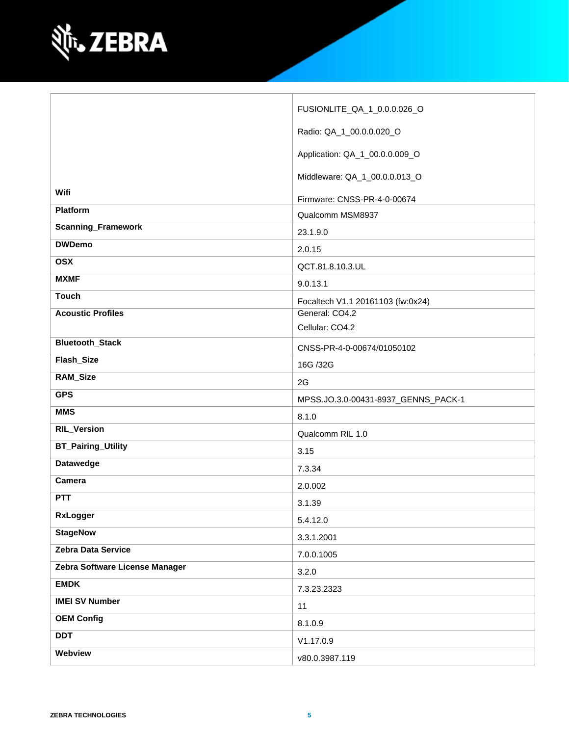| | |
|---|---|
| Wifi | FUSIONLITE_QA_1_0.0.0.026_O<br>Radio: QA_1_00.0.0.020_O<br>Application: QA_1_00.0.0.009_O<br>Middleware: QA_1_00.0.0.013_O<br>Firmware: CNSS-PR-4-0-00674 |
| **Platform** | Qualcomm MSM8937 |
| **Scanning_Framework** | 23.1.9.0 |
| **DWDemo** | 2.0.15 |
| **OSX** | QCT.81.8.10.3.UL |
| **MXMF** | 9.0.13.1 |
| **Touch** | Focaltech V1.1 20161103 (fw:0x24) |
| **Acoustic Profiles** | General: CO4.2<br>Cellular: CO4.2 |
| **Bluetooth_Stack** | CNSS-PR-4-0-00674/01050102 |
| **Flash_Size** | 16G /32G |
| **RAM_Size** | 2G |
| **GPS** | MPSS.JO.3.0-00431-8937_GENNS_PACK-1 |
| **MMS** | 8.1.0 |
| **RIL_Version** | Qualcomm RIL 1.0 |
| **BT_Pairing_Utility** | 3.15 |
| **Datawedge** | 7.3.34 |
| **Camera** | 2.0.002 |
| **PTT** | 3.1.39 |
| **RxLogger** | 5.4.12.0 |
| **StageNow** | 3.3.1.2001 |
| **Zebra Data Service** | 7.0.0.1005 |
| **Zebra Software License Manager** | 3.2.0 |
| **EMDK** | 7.3.23.2323 |
| **IMEI SV Number** | 11 |
| **OEM Config** | 8.1.0.9 |
| **DDT** | V1.17.0.9 |
| **Webview** | v80.0.3987.119 |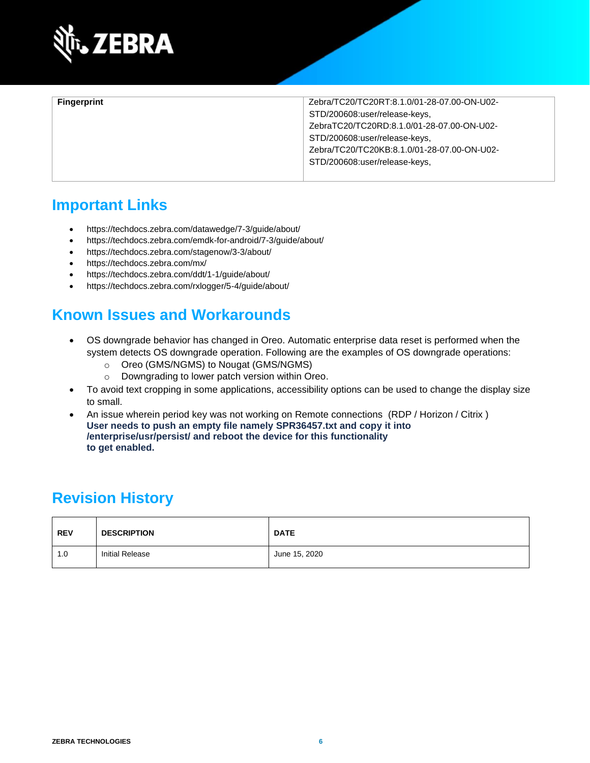| | |
|---|---|
| **Fingerprint** | Zebra/TC20/TC20RT:8.1.0/01-28-07.00-ON-U02-STD/200608:user/release-keys, ZebraTC20/TC20RD:8.1.0/01-28-07.00-ON-U02-STD/200608:user/release-keys, Zebra/TC20/TC20KB:8.1.0/01-28-07.00-ON-U02-STD/200608:user/release-keys, |

## Important Links

- https://techdocs.zebra.com/datawedge/7-3/guide/about/
- https://techdocs.zebra.com/emdk-for-android/7-3/guide/about/
- https://techdocs.zebra.com/stagenow/3-3/about/
- https://techdocs.zebra.com/mx/
- https://techdocs.zebra.com/ddt/1-1/guide/about/
- https://techdocs.zebra.com/rxlogger/5-4/guide/about/

## Known Issues and Workarounds

- OS downgrade behavior has changed in Oreo. Automatic enterprise data reset is performed when the system detects OS downgrade operation. Following are the examples of OS downgrade operations:
  - Oreo (GMS/NGMS) to Nougat (GMS/NGMS)
  - Downgrading to lower patch version within Oreo.
- To avoid text cropping in some applications, accessibility options can be used to change the display size to small.
- An issue wherein period key was not working on Remote connections (RDP / Horizon / Citrix )
  **User needs to push an empty file namely SPR36457.txt and copy it into /enterprise/usr/persist/ and reboot the device for this functionality to get enabled.**

## Revision History

| REV | DESCRIPTION | DATE |
|---|---|---|
| 1.0 | Initial Release | June 15, 2020 |